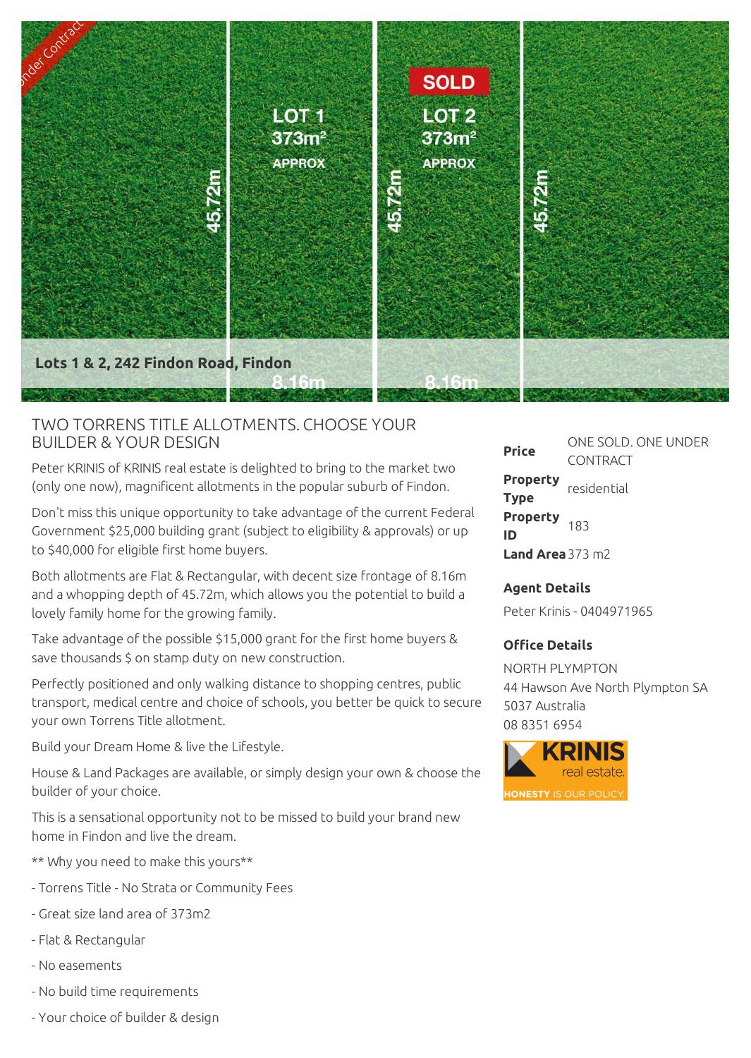Lots 1 & 2, 242 Findon Road, Findon

LOT 1
373m²
APPROX

LOT 2
373m²
APPROX

SOLD

Under Contract

45.72m

8.16m

## TWO TORRENS TITLE ALLOTMENTS. CHOOSE YOUR BUILDER & YOUR DESIGN

Peter KRINIS of KRINIS real estate is delighted to bring to the market two (only one now), magnificent allotments in the popular suburb of Findon.

Don't miss this unique opportunity to take advantage of the current Federal Government $25,000 building grant (subject to eligibility & approvals) or up to $40,000 for eligible first home buyers.

Both allotments are Flat & Rectangular, with decent size frontage of 8.16m and a whopping depth of 45.72m, which allows you the potential to build a lovely family home for the growing family.

Take advantage of the possible $15,000 grant for the first home buyers & save thousands $ on stamp duty on new construction.

Perfectly positioned and only walking distance to shopping centres, public transport, medical centre and choice of schools, you better be quick to secure your own Torrens Title allotment.

Build your Dream Home & live the Lifestyle.

House & Land Packages are available, or simply design your own & choose the builder of your choice.

This is a sensational opportunity not to be missed to build your brand new home in Findon and live the dream.

** Why you need to make this yours**

- Torrens Title - No Strata or Community Fees
- Great size land area of 373m2
- Flat & Rectangular
- No easements
- No build time requirements
- Your choice of builder & design

| | |
|---|---|
| **Price** | ONE SOLD. ONE UNDER CONTRACT |
| **Property Type** | residential |
| **Property ID** | 183 |
| **Land Area** | 373 m2 |

**Agent Details**

Peter Krinis - 0404971965

**Office Details**

NORTH PLYMPTON
44 Hawson Ave North Plympton SA 5037 Australia
08 8351 6954

KRINIS real estate.
HONESTY IS OUR POLICY.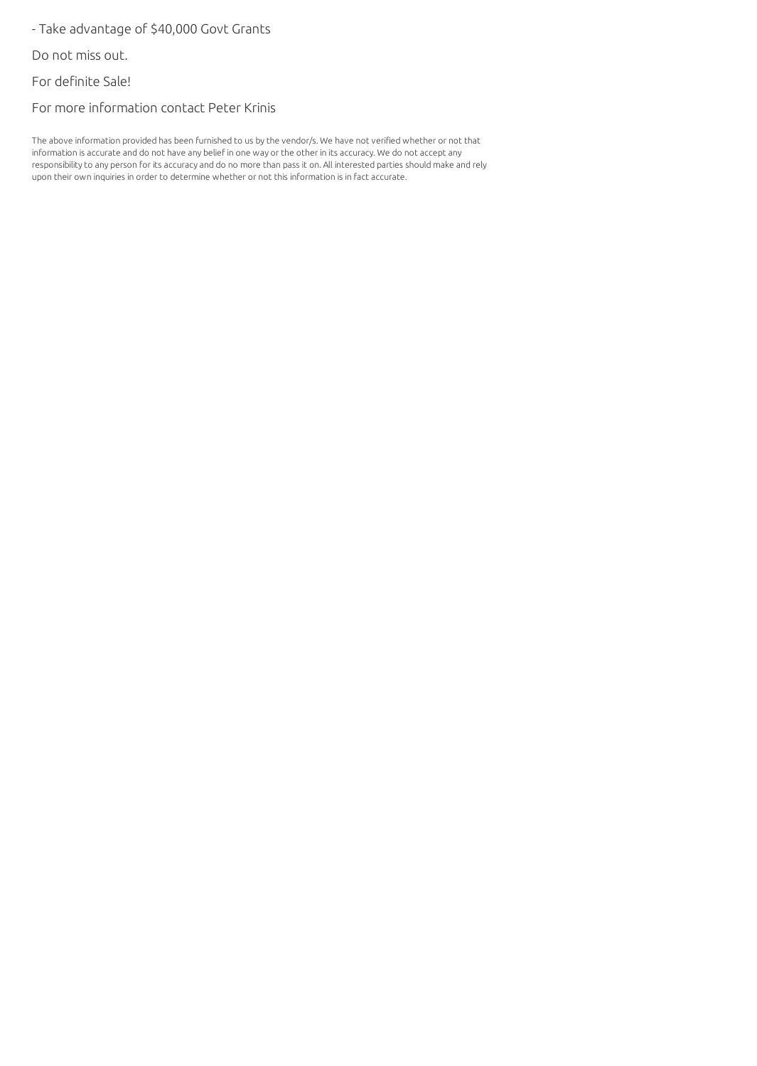- Take advantage of $40,000 Govt Grants

Do not miss out.

For definite Sale!

For more information contact Peter Krinis

The above information provided has been furnished to us by the vendor/s. We have not verified whether or not that information is accurate and do not have any belief in one way or the other in its accuracy. We do not accept any responsibility to any person for its accuracy and do no more than pass it on. All interested parties should make and rely upon their own inquiries in order to determine whether or not this information is in fact accurate.